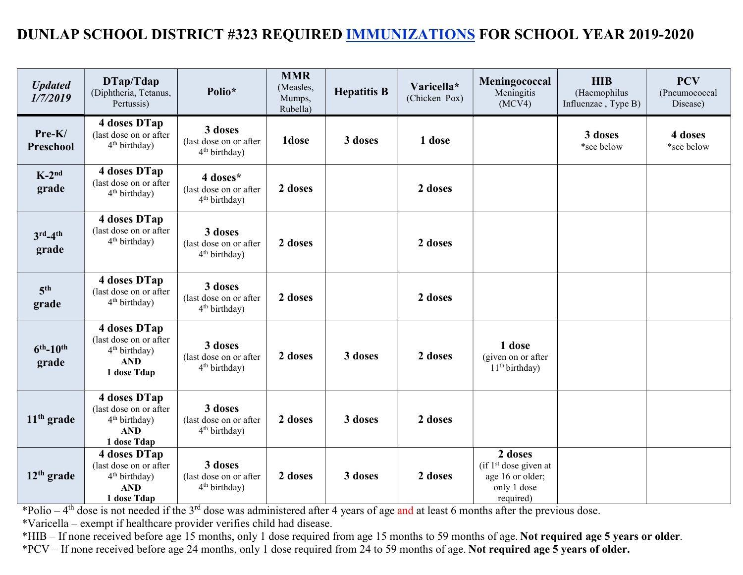# DUNLAP SCHOOL DISTRICT #323 REQUIRED IMMUNIZATIONS FOR SCHOOL YEAR 2019-2020

| *Updated 1/7/2019* | **DTap/Tdap** (Diphtheria, Tetanus, Pertussis) | **Polio*** | **MMR** (Measles, Mumps, Rubella) | **Hepatitis B** | **Varicella*** (Chicken Pox) | **Meningococcal** Meningitis (MCV4) | **HIB** (Haemophilus Influenzae , Type B) | **PCV** (Pneumococcal Disease) |
|---|---|---|---|---|---|---|---|---|
| **Pre-K/ Preschool** | **4 doses DTap** (last dose on or after 4th birthday) | **3 doses** (last dose on or after 4th birthday) | **1dose** | **3 doses** | **1 dose** | | **3 doses** *see below | **4 doses** *see below |
| **K-2nd grade** | **4 doses DTap** (last dose on or after 4th birthday) | **4 doses*** (last dose on or after 4th birthday) | **2 doses** | | **2 doses** | | | |
| **3rd-4th grade** | **4 doses DTap** (last dose on or after 4th birthday) | **3 doses** (last dose on or after 4th birthday) | **2 doses** | | **2 doses** | | | |
| **5th grade** | **4 doses DTap** (last dose on or after 4th birthday) | **3 doses** (last dose on or after 4th birthday) | **2 doses** | | **2 doses** | | | |
| **6th-10th grade** | **4 doses DTap** (last dose on or after 4th birthday) **AND 1 dose Tdap** | **3 doses** (last dose on or after 4th birthday) | **2 doses** | **3 doses** | **2 doses** | **1 dose** (given on or after 11th birthday) | | |
| **11th grade** | **4 doses DTap** (last dose on or after 4th birthday) **AND 1 dose Tdap** | **3 doses** (last dose on or after 4th birthday) | **2 doses** | **3 doses** | **2 doses** | | | |
| **12th grade** | **4 doses DTap** (last dose on or after 4th birthday) **AND 1 dose Tdap** | **3 doses** (last dose on or after 4th birthday) | **2 doses** | **3 doses** | **2 doses** | **2 doses** (if 1st dose given at age 16 or older; only 1 dose required) | | |

*Polio – 4th dose is not needed if the 3rd dose was administered after 4 years of age and at least 6 months after the previous dose.

*Varicella – exempt if healthcare provider verifies child had disease.

*HIB – If none received before age 15 months, only 1 dose required from age 15 months to 59 months of age. **Not required age 5 years or older**.

*PCV – If none received before age 24 months, only 1 dose required from 24 to 59 months of age. **Not required age 5 years of older.**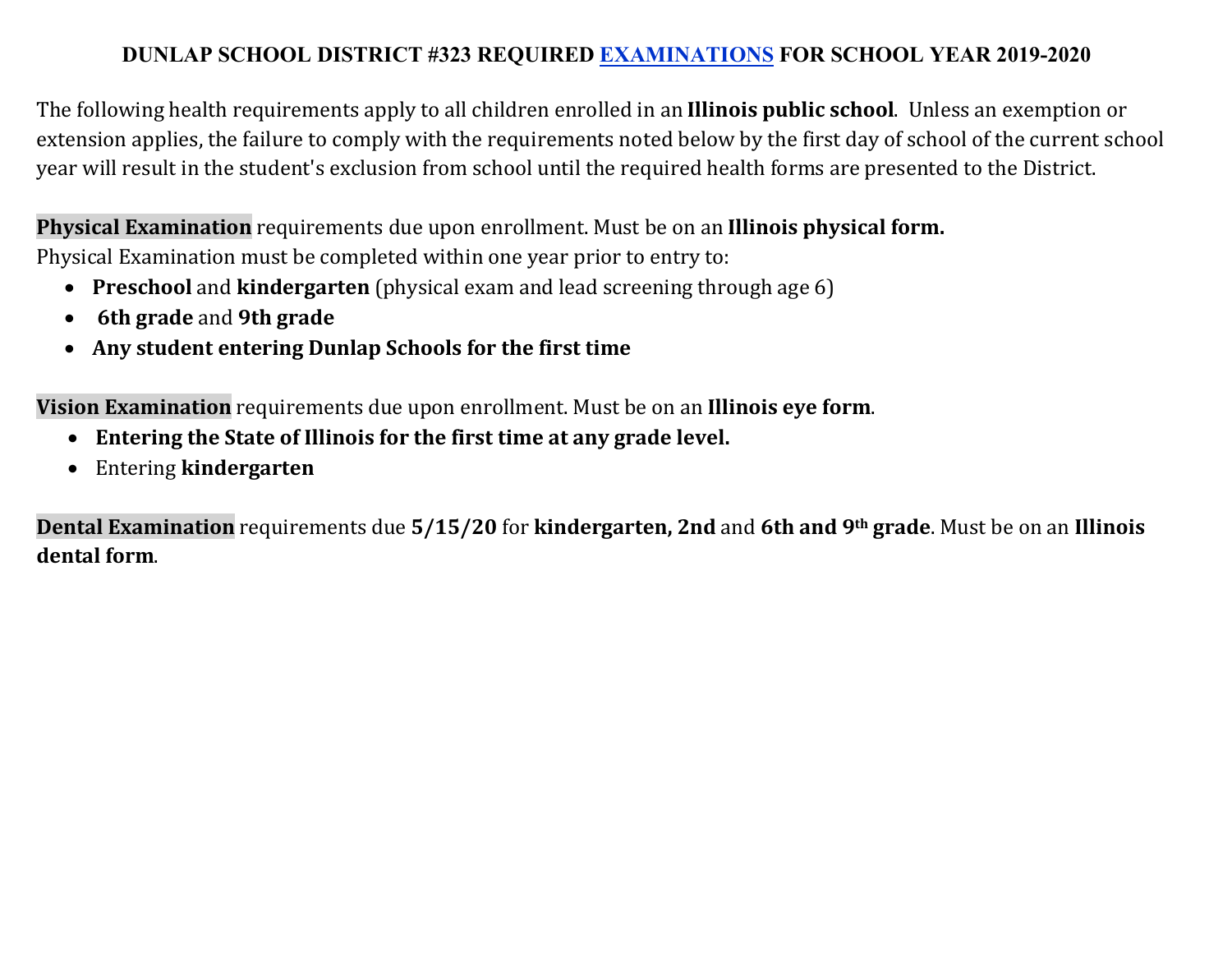# DUNLAP SCHOOL DISTRICT #323 REQUIRED EXAMINATIONS FOR SCHOOL YEAR 2019-2020

The following health requirements apply to all children enrolled in an **Illinois public school**. Unless an exemption or extension applies, the failure to comply with the requirements noted below by the first day of school of the current school year will result in the student's exclusion from school until the required health forms are presented to the District.

**Physical Examination** requirements due upon enrollment. Must be on an **Illinois physical form.**
Physical Examination must be completed within one year prior to entry to:

- **Preschool** and **kindergarten** (physical exam and lead screening through age 6)
- **6th grade** and **9th grade**
- **Any student entering Dunlap Schools for the first time**

**Vision Examination** requirements due upon enrollment. Must be on an **Illinois eye form**.

- **Entering the State of Illinois for the first time at any grade level.**
- Entering **kindergarten**

**Dental Examination** requirements due **5/15/20** for **kindergarten, 2nd** and **6th and 9th grade**. Must be on an **Illinois dental form**.